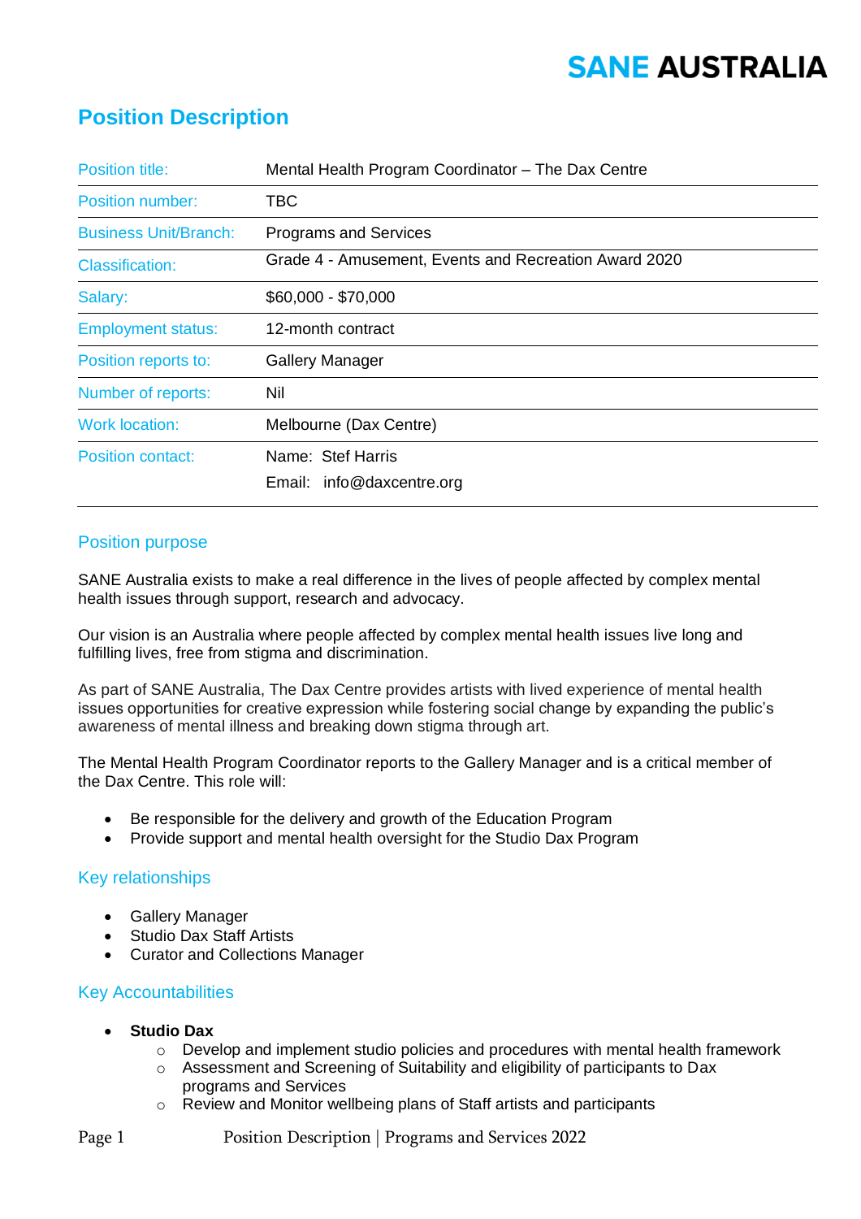SANE AUSTRALIA

# Position Description

| Field | Details |
|---|---|
| Position title: | Mental Health Program Coordinator – The Dax Centre |
| Position number: | TBC |
| Business Unit/Branch: | Programs and Services |
| Classification: | Grade 4 - Amusement, Events and Recreation Award 2020 |
| Salary: | $60,000 - $70,000 |
| Employment status: | 12-month contract |
| Position reports to: | Gallery Manager |
| Number of reports: | Nil |
| Work location: | Melbourne (Dax Centre) |
| Position contact: | Name: Stef Harris<br>Email: info@daxcentre.org |

## Position purpose

SANE Australia exists to make a real difference in the lives of people affected by complex mental health issues through support, research and advocacy.

Our vision is an Australia where people affected by complex mental health issues live long and fulfilling lives, free from stigma and discrimination.

As part of SANE Australia, The Dax Centre provides artists with lived experience of mental health issues opportunities for creative expression while fostering social change by expanding the public's awareness of mental illness and breaking down stigma through art.

The Mental Health Program Coordinator reports to the Gallery Manager and is a critical member of the Dax Centre. This role will:

- Be responsible for the delivery and growth of the Education Program
- Provide support and mental health oversight for the Studio Dax Program

## Key relationships

- Gallery Manager
- Studio Dax Staff Artists
- Curator and Collections Manager

## Key Accountabilities

- **Studio Dax**
  - Develop and implement studio policies and procedures with mental health framework
  - Assessment and Screening of Suitability and eligibility of participants to Dax programs and Services
  - Review and Monitor wellbeing plans of Staff artists and participants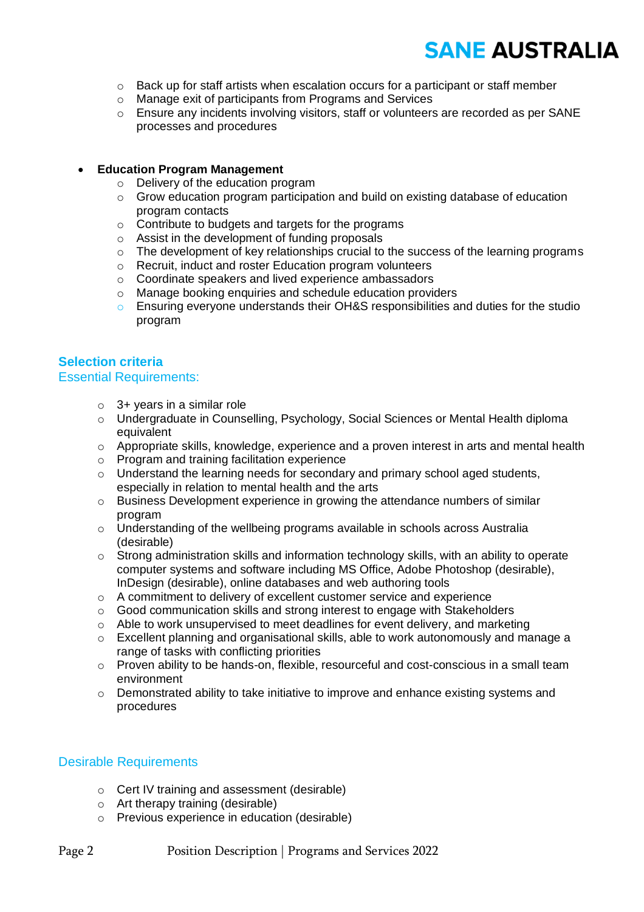- Back up for staff artists when escalation occurs for a participant or staff member
  - Manage exit of participants from Programs and Services
  - Ensure any incidents involving visitors, staff or volunteers are recorded as per SANE processes and procedures

- **Education Program Management**
  - Delivery of the education program
  - Grow education program participation and build on existing database of education program contacts
  - Contribute to budgets and targets for the programs
  - Assist in the development of funding proposals
  - The development of key relationships crucial to the success of the learning programs
  - Recruit, induct and roster Education program volunteers
  - Coordinate speakers and lived experience ambassadors
  - Manage booking enquiries and schedule education providers
  - Ensuring everyone understands their OH&S responsibilities and duties for the studio program

## Selection criteria

### Essential Requirements:

- 3+ years in a similar role
- Undergraduate in Counselling, Psychology, Social Sciences or Mental Health diploma equivalent
- Appropriate skills, knowledge, experience and a proven interest in arts and mental health
- Program and training facilitation experience
- Understand the learning needs for secondary and primary school aged students, especially in relation to mental health and the arts
- Business Development experience in growing the attendance numbers of similar program
- Understanding of the wellbeing programs available in schools across Australia (desirable)
- Strong administration skills and information technology skills, with an ability to operate computer systems and software including MS Office, Adobe Photoshop (desirable), InDesign (desirable), online databases and web authoring tools
- A commitment to delivery of excellent customer service and experience
- Good communication skills and strong interest to engage with Stakeholders
- Able to work unsupervised to meet deadlines for event delivery, and marketing
- Excellent planning and organisational skills, able to work autonomously and manage a range of tasks with conflicting priorities
- Proven ability to be hands-on, flexible, resourceful and cost-conscious in a small team environment
- Demonstrated ability to take initiative to improve and enhance existing systems and procedures

### Desirable Requirements

- Cert IV training and assessment (desirable)
- Art therapy training (desirable)
- Previous experience in education (desirable)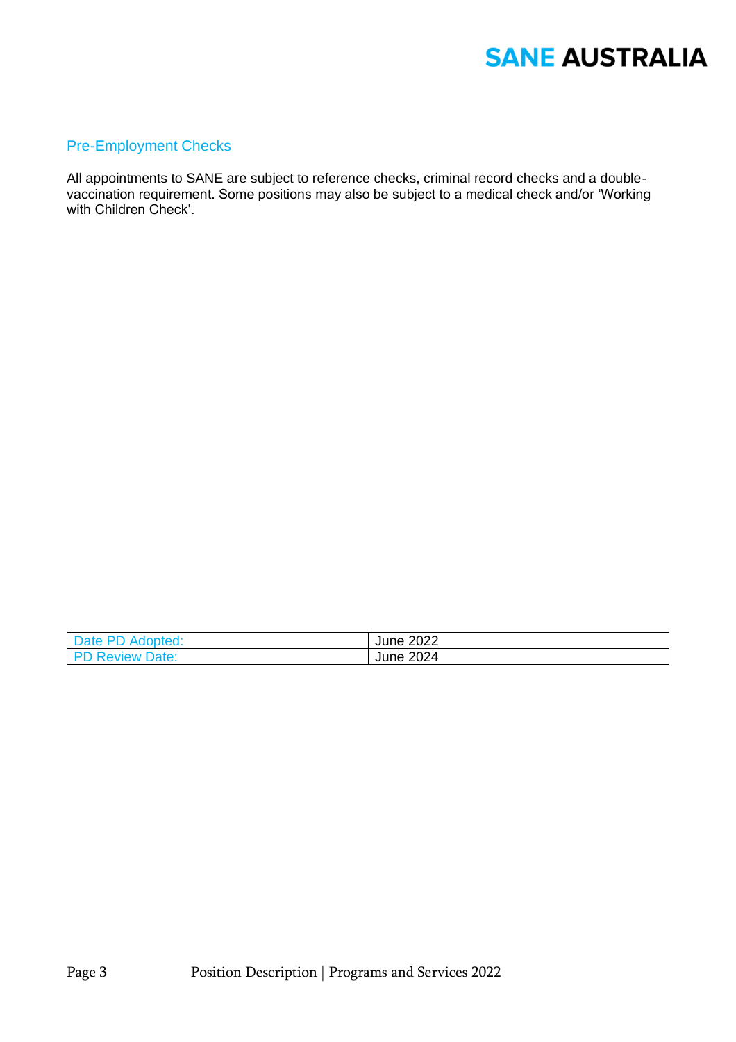## Pre-Employment Checks

All appointments to SANE are subject to reference checks, criminal record checks and a double-vaccination requirement. Some positions may also be subject to a medical check and/or 'Working with Children Check'.

| | |
|---|---|
| Date PD Adopted: | June 2022 |
| PD Review Date: | June 2024 |